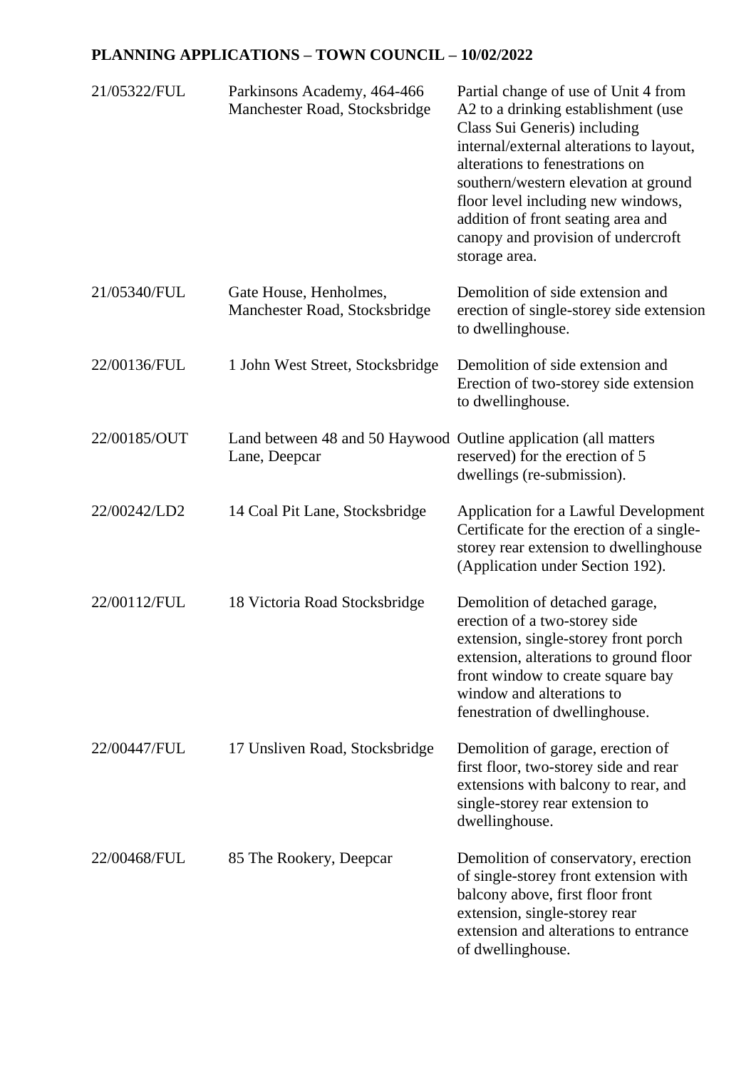**PLANNING APPLICATIONS – TOWN COUNCIL – 10/02/2022**

| | | |
|---|---|---|
| 21/05322/FUL | Parkinsons Academy, 464-466 Manchester Road, Stocksbridge | Partial change of use of Unit 4 from A2 to a drinking establishment (use Class Sui Generis) including internal/external alterations to layout, alterations to fenestrations on southern/western elevation at ground floor level including new windows, addition of front seating area and canopy and provision of undercroft storage area. |
| 21/05340/FUL | Gate House, Henholmes, Manchester Road, Stocksbridge | Demolition of side extension and erection of single-storey side extension to dwellinghouse. |
| 22/00136/FUL | 1 John West Street, Stocksbridge | Demolition of side extension and Erection of two-storey side extension to dwellinghouse. |
| 22/00185/OUT | Land between 48 and 50 Haywood Lane, Deepcar | Outline application (all matters reserved) for the erection of 5 dwellings (re-submission). |
| 22/00242/LD2 | 14 Coal Pit Lane, Stocksbridge | Application for a Lawful Development Certificate for the erection of a single-storey rear extension to dwellinghouse (Application under Section 192). |
| 22/00112/FUL | 18 Victoria Road Stocksbridge | Demolition of detached garage, erection of a two-storey side extension, single-storey front porch extension, alterations to ground floor front window to create square bay window and alterations to fenestration of dwellinghouse. |
| 22/00447/FUL | 17 Unsliven Road, Stocksbridge | Demolition of garage, erection of first floor, two-storey side and rear extensions with balcony to rear, and single-storey rear extension to dwellinghouse. |
| 22/00468/FUL | 85 The Rookery, Deepcar | Demolition of conservatory, erection of single-storey front extension with balcony above, first floor front extension, single-storey rear extension and alterations to entrance of dwellinghouse. |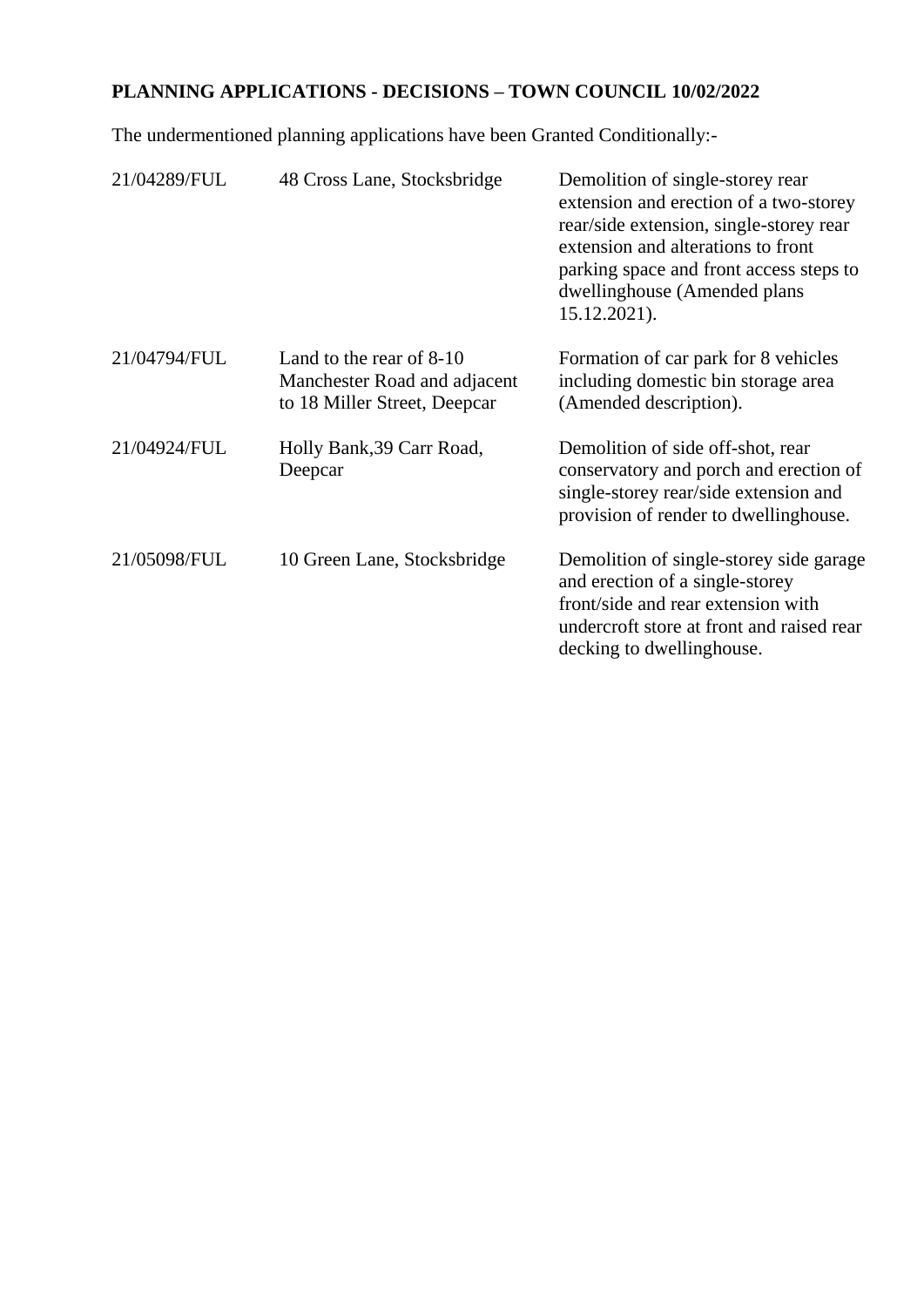**PLANNING APPLICATIONS - DECISIONS – TOWN COUNCIL 10/02/2022**

The undermentioned planning applications have been Granted Conditionally:-

| | | |
|---|---|---|
| 21/04289/FUL | 48 Cross Lane, Stocksbridge | Demolition of single-storey rear extension and erection of a two-storey rear/side extension, single-storey rear extension and alterations to front parking space and front access steps to dwellinghouse (Amended plans 15.12.2021). |
| 21/04794/FUL | Land to the rear of 8-10 Manchester Road and adjacent to 18 Miller Street, Deepcar | Formation of car park for 8 vehicles including domestic bin storage area (Amended description). |
| 21/04924/FUL | Holly Bank,39 Carr Road, Deepcar | Demolition of side off-shot, rear conservatory and porch and erection of single-storey rear/side extension and provision of render to dwellinghouse. |
| 21/05098/FUL | 10 Green Lane, Stocksbridge | Demolition of single-storey side garage and erection of a single-storey front/side and rear extension with undercroft store at front and raised rear decking to dwellinghouse. |